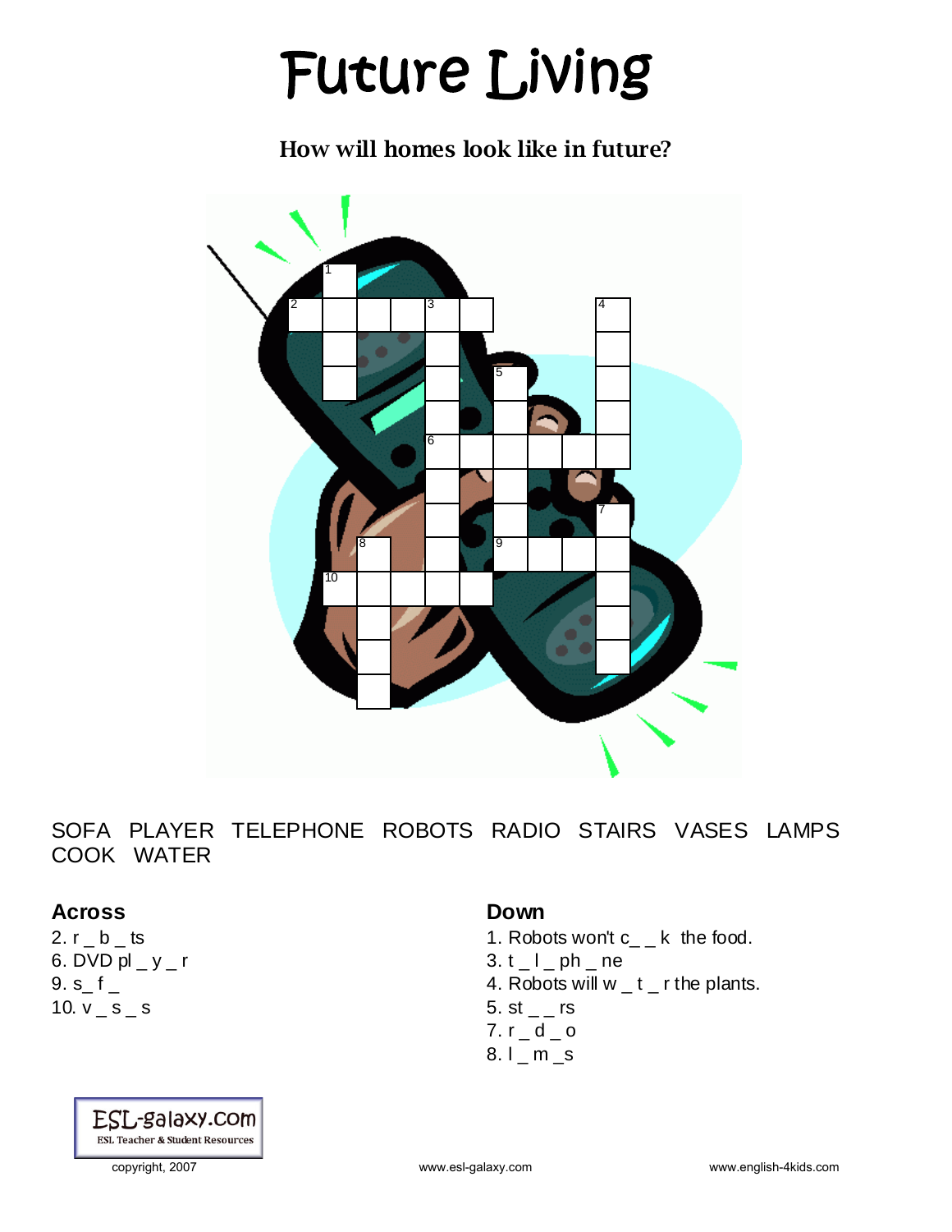# Future Living

**How will homes look like in future?**

SOFA PLAYER TELEPHONE ROBOTS RADIO STAIRS VASES LAMPS COOK WATER

## Across

2. r _ b _ ts
6. DVD pl _ y _ r
9. s_ f _
10. v _ s _ s

## Down

1. Robots won't c_ _ k the food.
3. t _ l _ ph _ ne
4. Robots will w _ t _ r the plants.
5. st _ _ rs
7. r _ d _ o
8. l _ m _s

ESL-galaxy.com
ESL Teacher & Student Resources

copyright, 2007 www.esl-galaxy.com www.english-4kids.com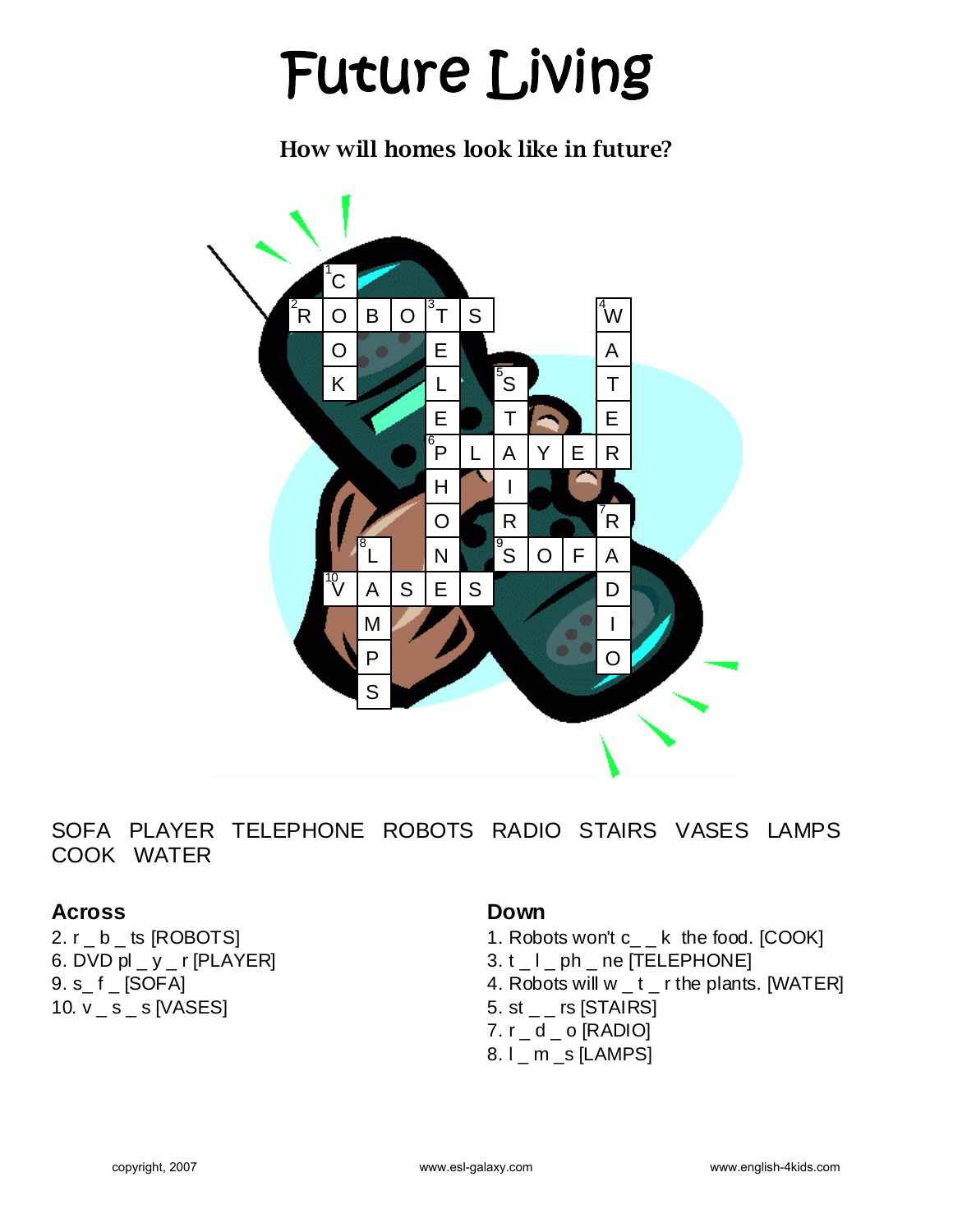# Future Living

**How will homes look like in future?**

SOFA PLAYER TELEPHONE ROBOTS RADIO STAIRS VASES LAMPS COOK WATER

## Across

2. r _ b _ ts [ROBOTS]
6. DVD pl _ y _ r [PLAYER]
9. s_ f _ [SOFA]
10. v _ s _ s [VASES]

## Down

1. Robots won't c_ _ k the food. [COOK]
3. t _ l _ ph _ ne [TELEPHONE]
4. Robots will w _ t _ r the plants. [WATER]
5. st _ _ rs [STAIRS]
7. r _ d _ o [RADIO]
8. l _ m _s [LAMPS]

copyright, 2007 www.esl-galaxy.com www.english-4kids.com